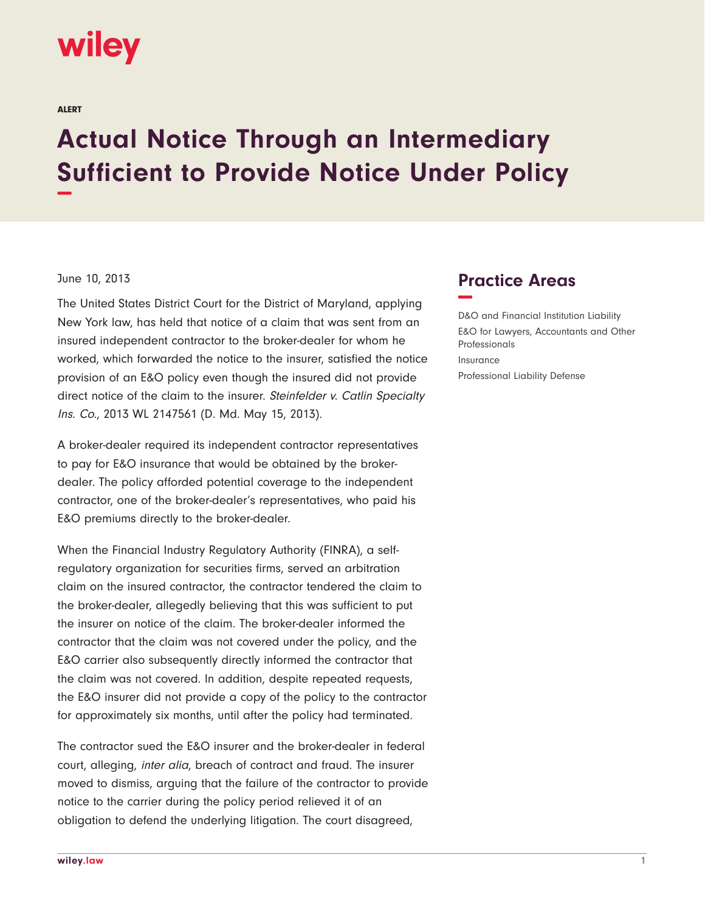wiley

ALERT

# Actual Notice Through an Intermediary Sufficient to Provide Notice Under Policy

June 10, 2013

The United States District Court for the District of Maryland, applying New York law, has held that notice of a claim that was sent from an insured independent contractor to the broker-dealer for whom he worked, which forwarded the notice to the insurer, satisfied the notice provision of an E&O policy even though the insured did not provide direct notice of the claim to the insurer. *Steinfelder v. Catlin Specialty Ins. Co.*, 2013 WL 2147561 (D. Md. May 15, 2013).

A broker-dealer required its independent contractor representatives to pay for E&O insurance that would be obtained by the broker-dealer. The policy afforded potential coverage to the independent contractor, one of the broker-dealer's representatives, who paid his E&O premiums directly to the broker-dealer.

When the Financial Industry Regulatory Authority (FINRA), a self-regulatory organization for securities firms, served an arbitration claim on the insured contractor, the contractor tendered the claim to the broker-dealer, allegedly believing that this was sufficient to put the insurer on notice of the claim. The broker-dealer informed the contractor that the claim was not covered under the policy, and the E&O carrier also subsequently directly informed the contractor that the claim was not covered. In addition, despite repeated requests, the E&O insurer did not provide a copy of the policy to the contractor for approximately six months, until after the policy had terminated.

The contractor sued the E&O insurer and the broker-dealer in federal court, alleging, *inter alia*, breach of contract and fraud. The insurer moved to dismiss, arguing that the failure of the contractor to provide notice to the carrier during the policy period relieved it of an obligation to defend the underlying litigation. The court disagreed,

## Practice Areas

D&O and Financial Institution Liability

E&O for Lawyers, Accountants and Other Professionals

Insurance

Professional Liability Defense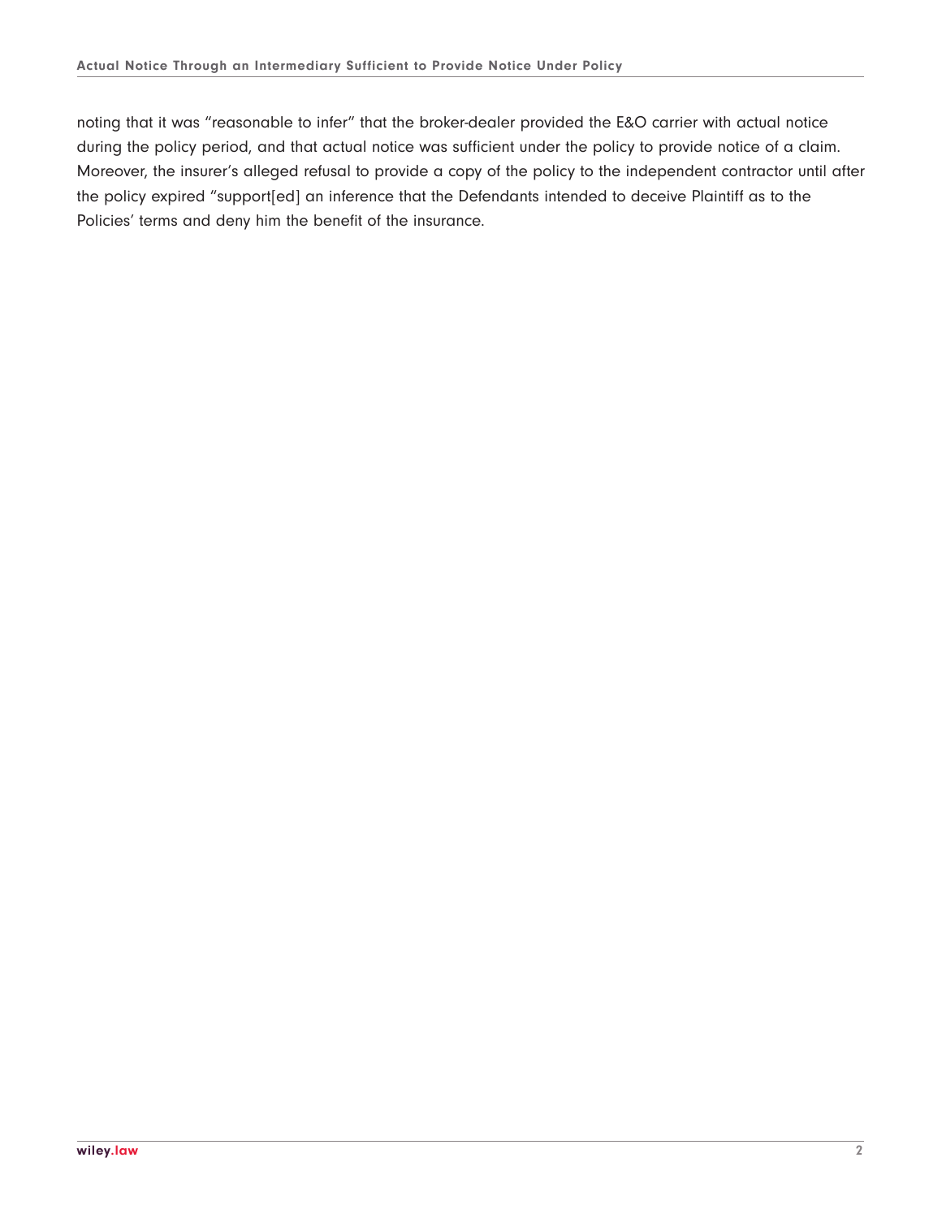noting that it was "reasonable to infer" that the broker-dealer provided the E&O carrier with actual notice during the policy period, and that actual notice was sufficient under the policy to provide notice of a claim. Moreover, the insurer's alleged refusal to provide a copy of the policy to the independent contractor until after the policy expired "support[ed] an inference that the Defendants intended to deceive Plaintiff as to the Policies' terms and deny him the benefit of the insurance.